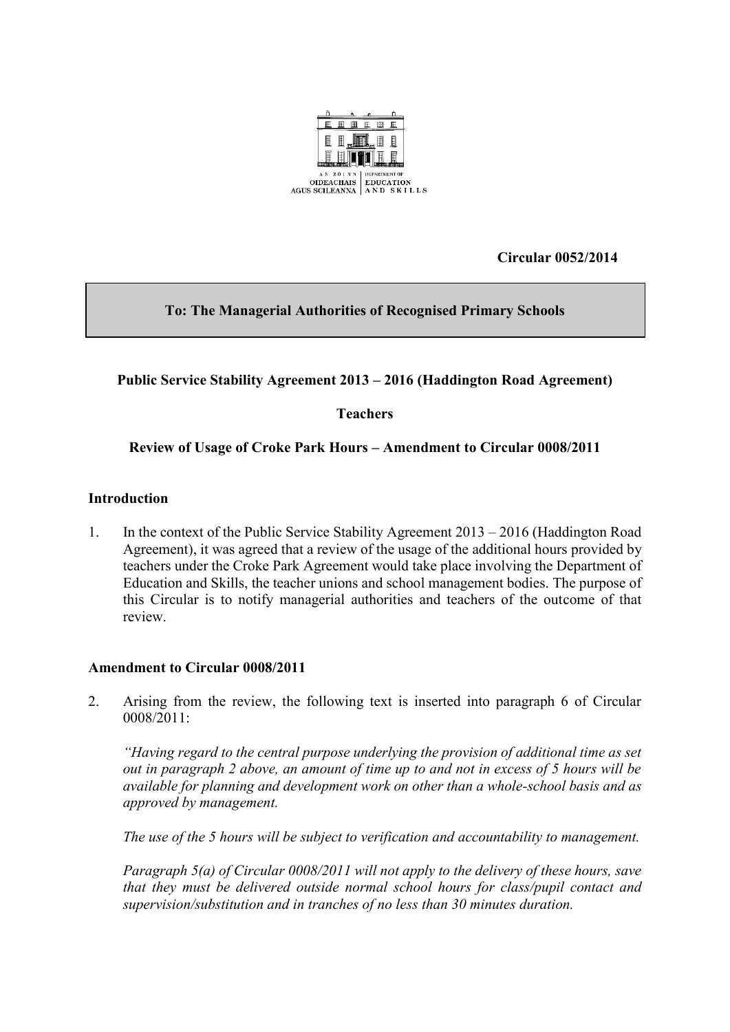An Roinn Oideachais agus Scileanna | Department of Education and Skills

**Circular 0052/2014**

**To: The Managerial Authorities of Recognised Primary Schools**

**Public Service Stability Agreement 2013 – 2016 (Haddington Road Agreement)**

**Teachers**

**Review of Usage of Croke Park Hours – Amendment to Circular 0008/2011**

## Introduction

1. In the context of the Public Service Stability Agreement 2013 – 2016 (Haddington Road Agreement), it was agreed that a review of the usage of the additional hours provided by teachers under the Croke Park Agreement would take place involving the Department of Education and Skills, the teacher unions and school management bodies. The purpose of this Circular is to notify managerial authorities and teachers of the outcome of that review.

## Amendment to Circular 0008/2011

2. Arising from the review, the following text is inserted into paragraph 6 of Circular 0008/2011:

   *"Having regard to the central purpose underlying the provision of additional time as set out in paragraph 2 above, an amount of time up to and not in excess of 5 hours will be available for planning and development work on other than a whole-school basis and as approved by management.*

   *The use of the 5 hours will be subject to verification and accountability to management.*

   *Paragraph 5(a) of Circular 0008/2011 will not apply to the delivery of these hours, save that they must be delivered outside normal school hours for class/pupil contact and supervision/substitution and in tranches of no less than 30 minutes duration.*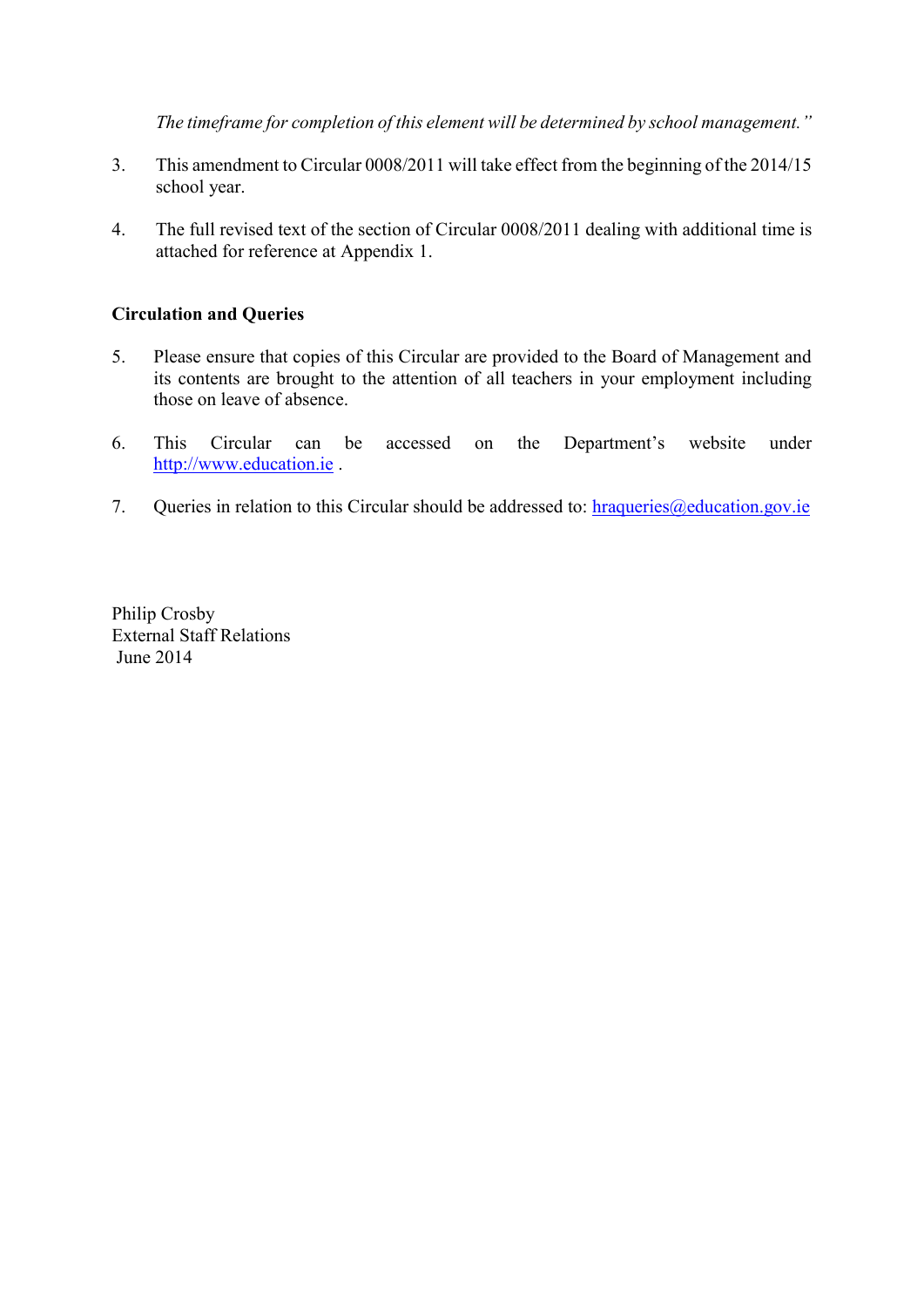*The timeframe for completion of this element will be determined by school management."*

3. This amendment to Circular 0008/2011 will take effect from the beginning of the 2014/15 school year.

4. The full revised text of the section of Circular 0008/2011 dealing with additional time is attached for reference at Appendix 1.

**Circulation and Queries**

5. Please ensure that copies of this Circular are provided to the Board of Management and its contents are brought to the attention of all teachers in your employment including those on leave of absence.

6. This Circular can be accessed on the Department's website under [http://www.education.ie](http://www.education.ie) .

7. Queries in relation to this Circular should be addressed to: [hraqueries@education.gov.ie](mailto:hraqueries@education.gov.ie)

Philip Crosby
External Staff Relations
June 2014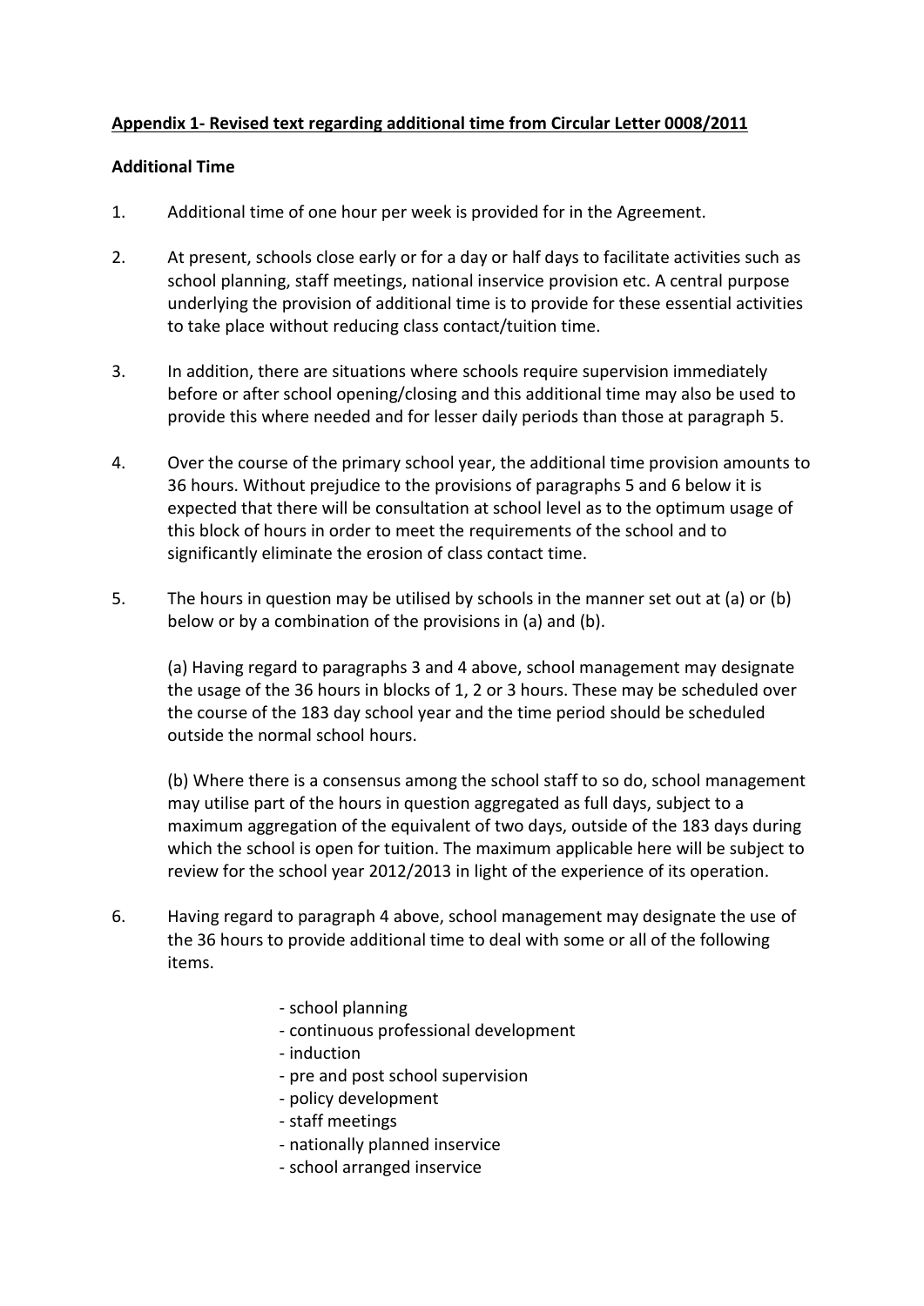**Appendix 1- Revised text regarding additional time from Circular Letter 0008/2011**

**Additional Time**

1. Additional time of one hour per week is provided for in the Agreement.

2. At present, schools close early or for a day or half days to facilitate activities such as school planning, staff meetings, national inservice provision etc. A central purpose underlying the provision of additional time is to provide for these essential activities to take place without reducing class contact/tuition time.

3. In addition, there are situations where schools require supervision immediately before or after school opening/closing and this additional time may also be used to provide this where needed and for lesser daily periods than those at paragraph 5.

4. Over the course of the primary school year, the additional time provision amounts to 36 hours. Without prejudice to the provisions of paragraphs 5 and 6 below it is expected that there will be consultation at school level as to the optimum usage of this block of hours in order to meet the requirements of the school and to significantly eliminate the erosion of class contact time.

5. The hours in question may be utilised by schools in the manner set out at (a) or (b) below or by a combination of the provisions in (a) and (b).

   (a) Having regard to paragraphs 3 and 4 above, school management may designate the usage of the 36 hours in blocks of 1, 2 or 3 hours. These may be scheduled over the course of the 183 day school year and the time period should be scheduled outside the normal school hours.

   (b) Where there is a consensus among the school staff to so do, school management may utilise part of the hours in question aggregated as full days, subject to a maximum aggregation of the equivalent of two days, outside of the 183 days during which the school is open for tuition. The maximum applicable here will be subject to review for the school year 2012/2013 in light of the experience of its operation.

6. Having regard to paragraph 4 above, school management may designate the use of the 36 hours to provide additional time to deal with some or all of the following items.

   - school planning
   - continuous professional development
   - induction
   - pre and post school supervision
   - policy development
   - staff meetings
   - nationally planned inservice
   - school arranged inservice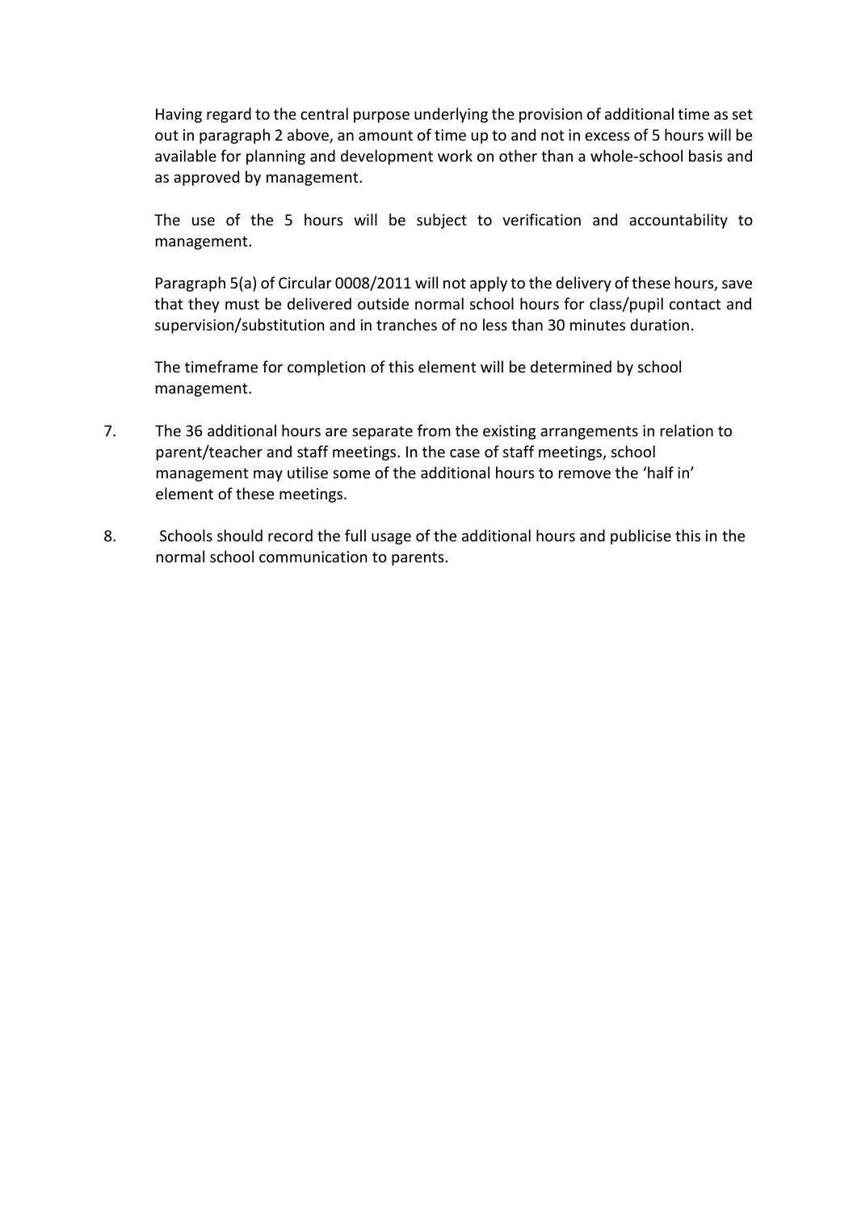Having regard to the central purpose underlying the provision of additional time as set out in paragraph 2 above, an amount of time up to and not in excess of 5 hours will be available for planning and development work on other than a whole-school basis and as approved by management.

The use of the 5 hours will be subject to verification and accountability to management.

Paragraph 5(a) of Circular 0008/2011 will not apply to the delivery of these hours, save that they must be delivered outside normal school hours for class/pupil contact and supervision/substitution and in tranches of no less than 30 minutes duration.

The timeframe for completion of this element will be determined by school management.

7. The 36 additional hours are separate from the existing arrangements in relation to parent/teacher and staff meetings. In the case of staff meetings, school management may utilise some of the additional hours to remove the 'half in' element of these meetings.

8. Schools should record the full usage of the additional hours and publicise this in the normal school communication to parents.